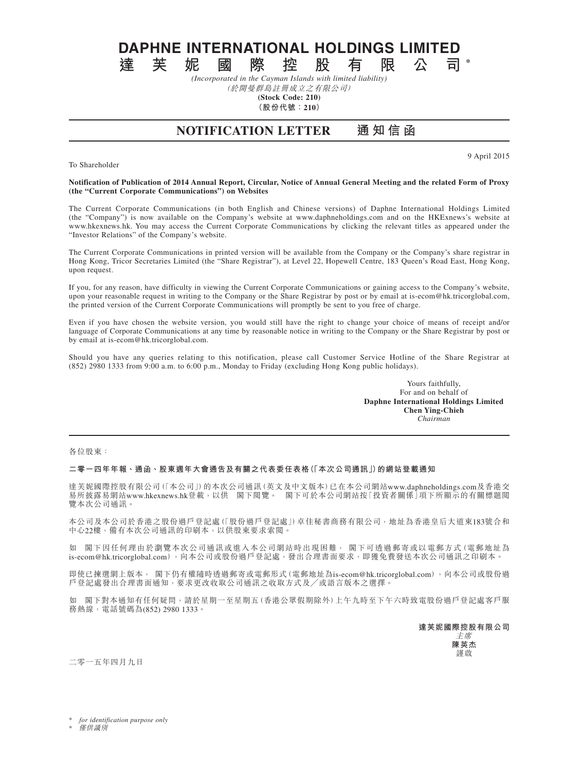# DAPHNE INTERNATIONAL HOLDINGS LIMITED

# 達 芙 妮 國 際 控 股 有 限 公 司*

*(Incorporated in the Cayman Islands with limited liability)*

*(於開曼群島註冊成立之有限公司)*

**(Stock Code: 210)**

**(股份代號：210)**

## NOTIFICATION LETTER 通知信函

9 April 2015

To Shareholder

**Notification of Publication of 2014 Annual Report, Circular, Notice of Annual General Meeting and the related Form of Proxy (the "Current Corporate Communications") on Websites**

The Current Corporate Communications (in both English and Chinese versions) of Daphne International Holdings Limited (the "Company") is now available on the Company's website at www.daphneholdings.com and on the HKExnews's website at www.hkexnews.hk. You may access the Current Corporate Communications by clicking the relevant titles as appeared under the "Investor Relations" of the Company's website.

The Current Corporate Communications in printed version will be available from the Company or the Company's share registrar in Hong Kong, Tricor Secretaries Limited (the "Share Registrar"), at Level 22, Hopewell Centre, 183 Queen's Road East, Hong Kong, upon request.

If you, for any reason, have difficulty in viewing the Current Corporate Communications or gaining access to the Company's website, upon your reasonable request in writing to the Company or the Share Registrar by post or by email at is-ecom@hk.tricorglobal.com, the printed version of the Current Corporate Communications will promptly be sent to you free of charge.

Even if you have chosen the website version, you would still have the right to change your choice of means of receipt and/or language of Corporate Communications at any time by reasonable notice in writing to the Company or the Share Registrar by post or by email at is-ecom@hk.tricorglobal.com.

Should you have any queries relating to this notification, please call Customer Service Hotline of the Share Registrar at (852) 2980 1333 from 9:00 a.m. to 6:00 p.m., Monday to Friday (excluding Hong Kong public holidays).

Yours faithfully,
For and on behalf of
**Daphne International Holdings Limited**
**Chen Ying-Chieh**
*Chairman*

---

各位股東：

**二零一四年年報、通函、股東週年大會通告及有關之代表委任表格(「本次公司通訊」)的網站登載通知**

達芙妮國際控股有限公司(「本公司」)的本次公司通訊(英文及中文版本)已在本公司網站www.daphneholdings.com及香港交易所披露易網站www.hkexnews.hk登載，以供　閣下閱覽。　閣下可於本公司網站按「投資者關係」項下所顯示的有關標題閱覽本次公司通訊。

本公司及本公司於香港之股份過戶登記處(「股份過戶登記處」)卓佳秘書商務有限公司，地址為香港皇后大道東183號合和中心22樓，備有本次公司通訊的印刷本，以供股東要求索閱。

如　閣下因任何理由於瀏覽本次公司通訊或進入本公司網站時出現困難，　閣下可透過郵寄或以電郵方式(電郵地址為is-ecom@hk.tricorglobal.com)，向本公司或股份過戶登記處，發出合理書面要求，即獲免費發送本次公司通訊之印刷本。

即使已揀選網上版本，　閣下仍有權隨時透過郵寄或電郵形式(電郵地址為is-ecom@hk.tricorglobal.com)，向本公司或股份過戶登記處發出合理書面通知，要求更改收取公司通訊之收取方式及／或語言版本之選擇。

如　閣下對本通知有任何疑問，請於星期一至星期五(香港公眾假期除外)上午九時至下午六時致電股份過戶登記處客戶服務熱線，電話號碼為(852) 2980 1333。

**達芙妮國際控股有限公司**
*主席*
**陳英杰**
謹啟

二零一五年四月九日

\* *for identification purpose only*

\* *僅供識別*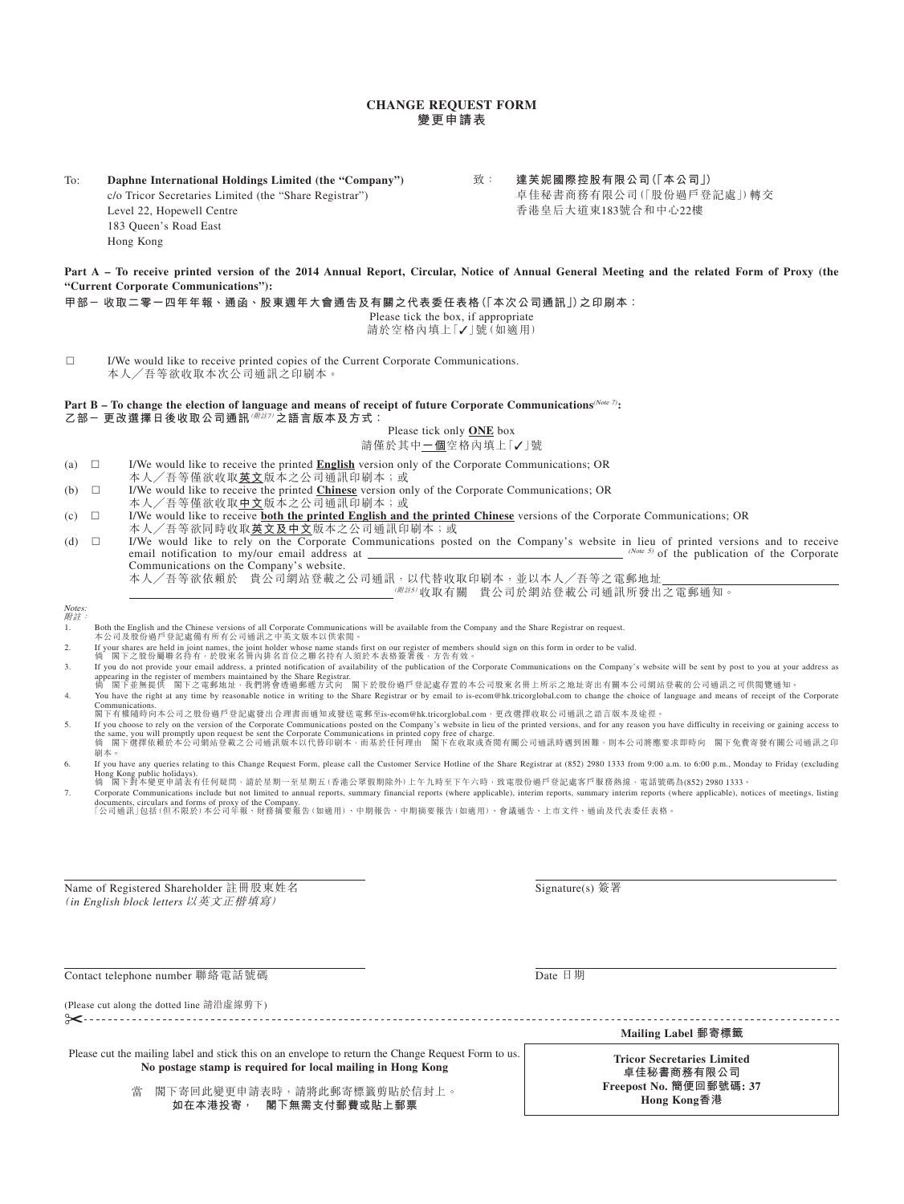# CHANGE REQUEST FORM
# 變更申請表

To: **Daphne International Holdings Limited (the "Company")**
c/o Tricor Secretaries Limited (the "Share Registrar")
Level 22, Hopewell Centre
183 Queen's Road East
Hong Kong

致： **達芙妮國際控股有限公司(「本公司」)**
卓佳秘書商務有限公司(「股份過戶登記處」)轉交
香港皇后大道東183號合和中心22樓

**Part A – To receive printed version of the 2014 Annual Report, Circular, Notice of Annual General Meeting and the related Form of Proxy (the "Current Corporate Communications"):**
**甲部－ 收取二零一四年年報、通函、股東週年大會通告及有關之代表委任表格(「本次公司通訊」)之印刷本：**

Please tick the box, if appropriate
請於空格內填上「✓」號(如適用)

☐ I/We would like to receive printed copies of the Current Corporate Communications.
本人／吾等欲收取本次公司通訊之印刷本。

**Part B – To change the election of language and means of receipt of future Corporate Communications[(Note 7)]:**
**乙部－ 更改選擇日後收取公司通訊[(附註7)]之語言版本及方式：**

Please tick only **ONE** box
請僅於其中**一個**空格內填上「✓」號

(a) ☐ I/We would like to receive the printed **English** version only of the Corporate Communications; OR
本人／吾等僅欲收取**英文**版本之公司通訊印刷本；或

(b) ☐ I/We would like to receive the printed **Chinese** version only of the Corporate Communications; OR
本人／吾等僅欲收取**中文**版本之公司通訊印刷本；或

(c) ☐ I/We would like to receive **both the printed English and the printed Chinese** versions of the Corporate Communications; OR
本人／吾等欲同時收取**英文及中文**版本之公司通訊印刷本；或

(d) ☐ I/We would like to rely on the Corporate Communications posted on the Company's website in lieu of printed versions and to receive email notification to my/our email address at ______________________ [(Note 5)] of the publication of the Corporate Communications on the Company's website.
本人／吾等欲依賴於 貴公司網站登載之公司通訊，以代替收取印刷本，並以本人／吾等之電郵地址______________________[(附註5)]收取有關 貴公司於網站登載公司通訊所發出之電郵通知。

*Notes:*
*附註：*

1. Both the English and the Chinese versions of all Corporate Communications will be available from the Company and the Share Registrar on request.
本公司及股份過戶登記處備有所有公司通訊之中英文版本以供索閱。
2. If your shares are held in joint names, the joint holder whose name stands first on our register of members should sign on this form in order to be valid.
倘 閣下之股份屬聯名持有，於股東名冊內排名首位之聯名持有人須於本表格簽署後，方告有效。
3. If you do not provide your email address, a printed notification of availability of the publication of the Corporate Communications on the Company's website will be sent by post to you at your address as appearing in the register of members maintained by the Share Registrar.
倘 閣下並無提供 閣下之電郵地址，我們將會透過郵遞方式向 閣下於股份過戶登記處存置的本公司股東名冊上所示之地址寄出有關本公司網站登載的公司通訊之可供閱覽通知。
4. You have the right at any time by reasonable notice in writing to the Share Registrar or by email to is-ecom@hk.tricorglobal.com to change the choice of language and means of receipt of the Corporate Communications.
閣下有權隨時向本公司之股份過戶登記處發出合理書面通知或發送電郵至is-ecom@hk.tricorglobal.com，更改選擇收取公司通訊之語言版本及途徑。
5. If you choose to rely on the version of the Corporate Communications posted on the Company's website in lieu of the printed versions, and for any reason you have difficulty in receiving or gaining access to the same, you will promptly upon request be sent the Corporate Communications in printed copy free of charge.
倘 閣下選擇依賴於本公司網站登載之公司通訊版本以代替印刷本，而基於任何理由 閣下在收取或查閱有關公司通訊時遇到困難，則本公司將應要求即時向 閣下免費寄發有關公司通訊之印刷本。
6. If you have any queries relating to this Change Request Form, please call the Customer Service Hotline of the Share Registrar at (852) 2980 1333 from 9:00 a.m. to 6:00 p.m., Monday to Friday (excluding Hong Kong public holidays).
倘 閣下對本變更申請表有任何疑問，請於星期一至星期五(香港公眾假期除外)上午九時至下午六時，致電股份過戶登記處客戶服務熱線，電話號碼為(852) 2980 1333。
7. Corporate Communications include but not limited to annual reports, summary financial reports (where applicable), interim reports, summary interim reports (where applicable), notices of meetings, listing documents, circulars and forms of proxy of the Company.
「公司通訊」包括(但不限於)本公司年報、財務摘要報告(如適用)、中期報告、中期摘要報告(如適用)、會議通告、上市文件、通函及代表委任表格。

Name of Registered Shareholder 註冊股東姓名 *(in English block letters 以英文正楷填寫)* ______________________

Signature(s) 簽署 ______________________

Contact telephone number 聯絡電話號碼 ______________________

Date 日期 ______________________

(Please cut along the dotted line 請沿虛線剪下)

Please cut the mailing label and stick this on an envelope to return the Change Request Form to us.
**No postage stamp is required for local mailing in Hong Kong**

當 閣下寄回此變更申請表時，請將此郵寄標籤剪貼於信封上。
**如在本港投寄， 閣下無需支付郵費或貼上郵票**

**Mailing Label 郵寄標籤**

**Tricor Secretaries Limited**
**卓佳秘書商務有限公司**
**Freepost No. 簡便回郵號碼: 37**
**Hong Kong香港**